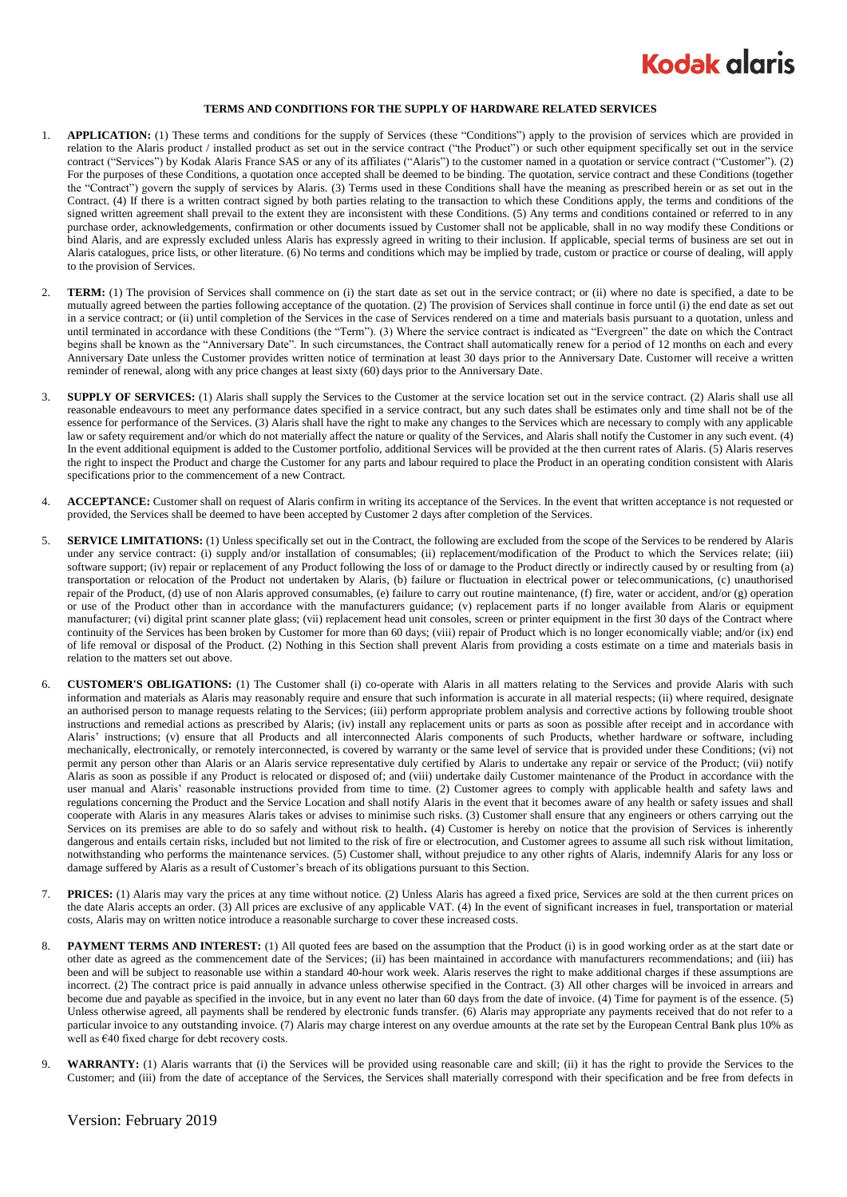**Kodak alaris**

# TERMS AND CONDITIONS FOR THE SUPPLY OF HARDWARE RELATED SERVICES

1. **APPLICATION:** (1) These terms and conditions for the supply of Services (these "Conditions") apply to the provision of services which are provided in relation to the Alaris product / installed product as set out in the service contract ("the Product") or such other equipment specifically set out in the service contract ("Services") by Kodak Alaris France SAS or any of its affiliates ("Alaris") to the customer named in a quotation or service contract ("Customer"). (2) For the purposes of these Conditions, a quotation once accepted shall be deemed to be binding. The quotation, service contract and these Conditions (together the "Contract") govern the supply of services by Alaris. (3) Terms used in these Conditions shall have the meaning as prescribed herein or as set out in the Contract. (4) If there is a written contract signed by both parties relating to the transaction to which these Conditions apply, the terms and conditions of the signed written agreement shall prevail to the extent they are inconsistent with these Conditions. (5) Any terms and conditions contained or referred to in any purchase order, acknowledgements, confirmation or other documents issued by Customer shall not be applicable, shall in no way modify these Conditions or bind Alaris, and are expressly excluded unless Alaris has expressly agreed in writing to their inclusion. If applicable, special terms of business are set out in Alaris catalogues, price lists, or other literature. (6) No terms and conditions which may be implied by trade, custom or practice or course of dealing, will apply to the provision of Services.

2. **TERM:** (1) The provision of Services shall commence on (i) the start date as set out in the service contract; or (ii) where no date is specified, a date to be mutually agreed between the parties following acceptance of the quotation. (2) The provision of Services shall continue in force until (i) the end date as set out in a service contract; or (ii) until completion of the Services in the case of Services rendered on a time and materials basis pursuant to a quotation, unless and until terminated in accordance with these Conditions (the "Term"). (3) Where the service contract is indicated as "Evergreen" the date on which the Contract begins shall be known as the "Anniversary Date". In such circumstances, the Contract shall automatically renew for a period of 12 months on each and every Anniversary Date unless the Customer provides written notice of termination at least 30 days prior to the Anniversary Date. Customer will receive a written reminder of renewal, along with any price changes at least sixty (60) days prior to the Anniversary Date.

3. **SUPPLY OF SERVICES:** (1) Alaris shall supply the Services to the Customer at the service location set out in the service contract. (2) Alaris shall use all reasonable endeavours to meet any performance dates specified in a service contract, but any such dates shall be estimates only and time shall not be of the essence for performance of the Services. (3) Alaris shall have the right to make any changes to the Services which are necessary to comply with any applicable law or safety requirement and/or which do not materially affect the nature or quality of the Services, and Alaris shall notify the Customer in any such event. (4) In the event additional equipment is added to the Customer portfolio, additional Services will be provided at the then current rates of Alaris. (5) Alaris reserves the right to inspect the Product and charge the Customer for any parts and labour required to place the Product in an operating condition consistent with Alaris specifications prior to the commencement of a new Contract.

4. **ACCEPTANCE:** Customer shall on request of Alaris confirm in writing its acceptance of the Services. In the event that written acceptance is not requested or provided, the Services shall be deemed to have been accepted by Customer 2 days after completion of the Services.

5. **SERVICE LIMITATIONS:** (1) Unless specifically set out in the Contract, the following are excluded from the scope of the Services to be rendered by Alaris under any service contract: (i) supply and/or installation of consumables; (ii) replacement/modification of the Product to which the Services relate; (iii) software support; (iv) repair or replacement of any Product following the loss of or damage to the Product directly or indirectly caused by or resulting from (a) transportation or relocation of the Product not undertaken by Alaris, (b) failure or fluctuation in electrical power or telecommunications, (c) unauthorised repair of the Product, (d) use of non Alaris approved consumables, (e) failure to carry out routine maintenance, (f) fire, water or accident, and/or (g) operation or use of the Product other than in accordance with the manufacturers guidance; (v) replacement parts if no longer available from Alaris or equipment manufacturer; (vi) digital print scanner plate glass; (vii) replacement head unit consoles, screen or printer equipment in the first 30 days of the Contract where continuity of the Services has been broken by Customer for more than 60 days; (viii) repair of Product which is no longer economically viable; and/or (ix) end of life removal or disposal of the Product. (2) Nothing in this Section shall prevent Alaris from providing a costs estimate on a time and materials basis in relation to the matters set out above.

6. **CUSTOMER'S OBLIGATIONS:** (1) The Customer shall (i) co-operate with Alaris in all matters relating to the Services and provide Alaris with such information and materials as Alaris may reasonably require and ensure that such information is accurate in all material respects; (ii) where required, designate an authorised person to manage requests relating to the Services; (iii) perform appropriate problem analysis and corrective actions by following trouble shoot instructions and remedial actions as prescribed by Alaris; (iv) install any replacement units or parts as soon as possible after receipt and in accordance with Alaris' instructions; (v) ensure that all Products and all interconnected Alaris components of such Products, whether hardware or software, including mechanically, electronically, or remotely interconnected, is covered by warranty or the same level of service that is provided under these Conditions; (vi) not permit any person other than Alaris or an Alaris service representative duly certified by Alaris to undertake any repair or service of the Product; (vii) notify Alaris as soon as possible if any Product is relocated or disposed of; and (viii) undertake daily Customer maintenance of the Product in accordance with the user manual and Alaris' reasonable instructions provided from time to time. (2) Customer agrees to comply with applicable health and safety laws and regulations concerning the Product and the Service Location and shall notify Alaris in the event that it becomes aware of any health or safety issues and shall cooperate with Alaris in any measures Alaris takes or advises to minimise such risks. (3) Customer shall ensure that any engineers or others carrying out the Services on its premises are able to do so safely and without risk to health. (4) Customer is hereby on notice that the provision of Services is inherently dangerous and entails certain risks, included but not limited to the risk of fire or electrocution, and Customer agrees to assume all such risk without limitation, notwithstanding who performs the maintenance services. (5) Customer shall, without prejudice to any other rights of Alaris, indemnify Alaris for any loss or damage suffered by Alaris as a result of Customer's breach of its obligations pursuant to this Section.

7. **PRICES:** (1) Alaris may vary the prices at any time without notice. (2) Unless Alaris has agreed a fixed price, Services are sold at the then current prices on the date Alaris accepts an order. (3) All prices are exclusive of any applicable VAT. (4) In the event of significant increases in fuel, transportation or material costs, Alaris may on written notice introduce a reasonable surcharge to cover these increased costs.

8. **PAYMENT TERMS AND INTEREST:** (1) All quoted fees are based on the assumption that the Product (i) is in good working order as at the start date or other date as agreed as the commencement date of the Services; (ii) has been maintained in accordance with manufacturers recommendations; and (iii) has been and will be subject to reasonable use within a standard 40-hour work week. Alaris reserves the right to make additional charges if these assumptions are incorrect. (2) The contract price is paid annually in advance unless otherwise specified in the Contract. (3) All other charges will be invoiced in arrears and become due and payable as specified in the invoice, but in any event no later than 60 days from the date of invoice. (4) Time for payment is of the essence. (5) Unless otherwise agreed, all payments shall be rendered by electronic funds transfer. (6) Alaris may appropriate any payments received that do not refer to a particular invoice to any outstanding invoice. (7) Alaris may charge interest on any overdue amounts at the rate set by the European Central Bank plus 10% as well as €40 fixed charge for debt recovery costs.

9. **WARRANTY:** (1) Alaris warrants that (i) the Services will be provided using reasonable care and skill; (ii) it has the right to provide the Services to the Customer; and (iii) from the date of acceptance of the Services, the Services shall materially correspond with their specification and be free from defects in

Version: February 2019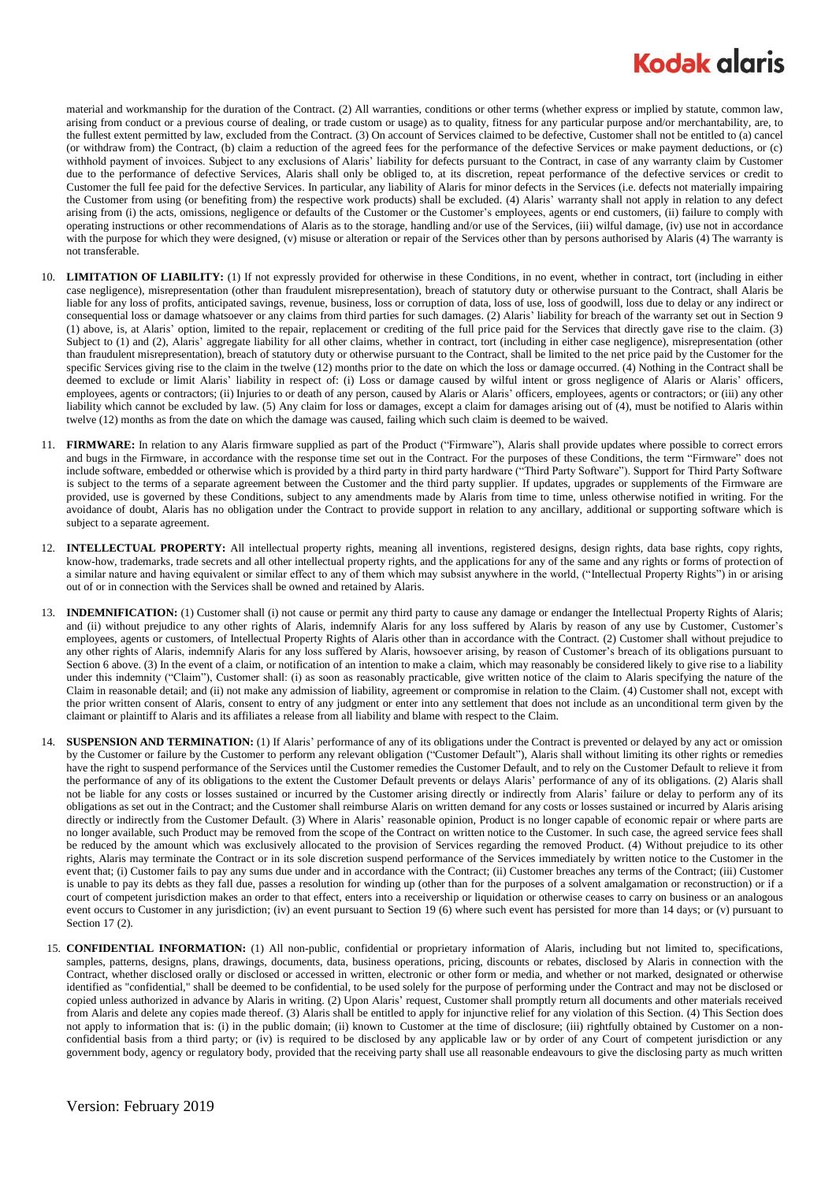material and workmanship for the duration of the Contract. (2) All warranties, conditions or other terms (whether express or implied by statute, common law, arising from conduct or a previous course of dealing, or trade custom or usage) as to quality, fitness for any particular purpose and/or merchantability, are, to the fullest extent permitted by law, excluded from the Contract. (3) On account of Services claimed to be defective, Customer shall not be entitled to (a) cancel (or withdraw from) the Contract, (b) claim a reduction of the agreed fees for the performance of the defective Services or make payment deductions, or (c) withhold payment of invoices. Subject to any exclusions of Alaris' liability for defects pursuant to the Contract, in case of any warranty claim by Customer due to the performance of defective Services, Alaris shall only be obliged to, at its discretion, repeat performance of the defective services or credit to Customer the full fee paid for the defective Services. In particular, any liability of Alaris for minor defects in the Services (i.e. defects not materially impairing the Customer from using (or benefiting from) the respective work products) shall be excluded. (4) Alaris' warranty shall not apply in relation to any defect arising from (i) the acts, omissions, negligence or defaults of the Customer or the Customer's employees, agents or end customers, (ii) failure to comply with operating instructions or other recommendations of Alaris as to the storage, handling and/or use of the Services, (iii) wilful damage, (iv) use not in accordance with the purpose for which they were designed, (v) misuse or alteration or repair of the Services other than by persons authorised by Alaris (4) The warranty is not transferable.

10. **LIMITATION OF LIABILITY:** (1) If not expressly provided for otherwise in these Conditions, in no event, whether in contract, tort (including in either case negligence), misrepresentation (other than fraudulent misrepresentation), breach of statutory duty or otherwise pursuant to the Contract, shall Alaris be liable for any loss of profits, anticipated savings, revenue, business, loss or corruption of data, loss of use, loss of goodwill, loss due to delay or any indirect or consequential loss or damage whatsoever or any claims from third parties for such damages. (2) Alaris' liability for breach of the warranty set out in Section 9 (1) above, is, at Alaris' option, limited to the repair, replacement or crediting of the full price paid for the Services that directly gave rise to the claim. (3) Subject to (1) and (2), Alaris' aggregate liability for all other claims, whether in contract, tort (including in either case negligence), misrepresentation (other than fraudulent misrepresentation), breach of statutory duty or otherwise pursuant to the Contract, shall be limited to the net price paid by the Customer for the specific Services giving rise to the claim in the twelve (12) months prior to the date on which the loss or damage occurred. (4) Nothing in the Contract shall be deemed to exclude or limit Alaris' liability in respect of: (i) Loss or damage caused by wilful intent or gross negligence of Alaris or Alaris' officers, employees, agents or contractors; (ii) Injuries to or death of any person, caused by Alaris or Alaris' officers, employees, agents or contractors; or (iii) any other liability which cannot be excluded by law. (5) Any claim for loss or damages, except a claim for damages arising out of (4), must be notified to Alaris within twelve (12) months as from the date on which the damage was caused, failing which such claim is deemed to be waived.

11. **FIRMWARE:** In relation to any Alaris firmware supplied as part of the Product ("Firmware"), Alaris shall provide updates where possible to correct errors and bugs in the Firmware, in accordance with the response time set out in the Contract. For the purposes of these Conditions, the term "Firmware" does not include software, embedded or otherwise which is provided by a third party in third party hardware ("Third Party Software"). Support for Third Party Software is subject to the terms of a separate agreement between the Customer and the third party supplier. If updates, upgrades or supplements of the Firmware are provided, use is governed by these Conditions, subject to any amendments made by Alaris from time to time, unless otherwise notified in writing. For the avoidance of doubt, Alaris has no obligation under the Contract to provide support in relation to any ancillary, additional or supporting software which is subject to a separate agreement.

12. **INTELLECTUAL PROPERTY:** All intellectual property rights, meaning all inventions, registered designs, design rights, data base rights, copy rights, know-how, trademarks, trade secrets and all other intellectual property rights, and the applications for any of the same and any rights or forms of protection of a similar nature and having equivalent or similar effect to any of them which may subsist anywhere in the world, ("Intellectual Property Rights") in or arising out of or in connection with the Services shall be owned and retained by Alaris.

13. **INDEMNIFICATION:** (1) Customer shall (i) not cause or permit any third party to cause any damage or endanger the Intellectual Property Rights of Alaris; and (ii) without prejudice to any other rights of Alaris, indemnify Alaris for any loss suffered by Alaris by reason of any use by Customer, Customer's employees, agents or customers, of Intellectual Property Rights of Alaris other than in accordance with the Contract. (2) Customer shall without prejudice to any other rights of Alaris, indemnify Alaris for any loss suffered by Alaris, howsoever arising, by reason of Customer's breach of its obligations pursuant to Section 6 above. (3) In the event of a claim, or notification of an intention to make a claim, which may reasonably be considered likely to give rise to a liability under this indemnity ("Claim"), Customer shall: (i) as soon as reasonably practicable, give written notice of the claim to Alaris specifying the nature of the Claim in reasonable detail; and (ii) not make any admission of liability, agreement or compromise in relation to the Claim. (4) Customer shall not, except with the prior written consent of Alaris, consent to entry of any judgment or enter into any settlement that does not include as an unconditional term given by the claimant or plaintiff to Alaris and its affiliates a release from all liability and blame with respect to the Claim.

14. **SUSPENSION AND TERMINATION:** (1) If Alaris' performance of any of its obligations under the Contract is prevented or delayed by any act or omission by the Customer or failure by the Customer to perform any relevant obligation ("Customer Default"), Alaris shall without limiting its other rights or remedies have the right to suspend performance of the Services until the Customer remedies the Customer Default, and to rely on the Customer Default to relieve it from the performance of any of its obligations to the extent the Customer Default prevents or delays Alaris' performance of any of its obligations. (2) Alaris shall not be liable for any costs or losses sustained or incurred by the Customer arising directly or indirectly from Alaris' failure or delay to perform any of its obligations as set out in the Contract; and the Customer shall reimburse Alaris on written demand for any costs or losses sustained or incurred by Alaris arising directly or indirectly from the Customer Default. (3) Where in Alaris' reasonable opinion, Product is no longer capable of economic repair or where parts are no longer available, such Product may be removed from the scope of the Contract on written notice to the Customer. In such case, the agreed service fees shall be reduced by the amount which was exclusively allocated to the provision of Services regarding the removed Product. (4) Without prejudice to its other rights, Alaris may terminate the Contract or in its sole discretion suspend performance of the Services immediately by written notice to the Customer in the event that; (i) Customer fails to pay any sums due under and in accordance with the Contract; (ii) Customer breaches any terms of the Contract; (iii) Customer is unable to pay its debts as they fall due, passes a resolution for winding up (other than for the purposes of a solvent amalgamation or reconstruction) or if a court of competent jurisdiction makes an order to that effect, enters into a receivership or liquidation or otherwise ceases to carry on business or an analogous event occurs to Customer in any jurisdiction; (iv) an event pursuant to Section 19 (6) where such event has persisted for more than 14 days; or (v) pursuant to Section 17 (2).

15. **CONFIDENTIAL INFORMATION:** (1) All non-public, confidential or proprietary information of Alaris, including but not limited to, specifications, samples, patterns, designs, plans, drawings, documents, data, business operations, pricing, discounts or rebates, disclosed by Alaris in connection with the Contract, whether disclosed orally or disclosed or accessed in written, electronic or other form or media, and whether or not marked, designated or otherwise identified as "confidential," shall be deemed to be confidential, to be used solely for the purpose of performing under the Contract and may not be disclosed or copied unless authorized in advance by Alaris in writing. (2) Upon Alaris' request, Customer shall promptly return all documents and other materials received from Alaris and delete any copies made thereof. (3) Alaris shall be entitled to apply for injunctive relief for any violation of this Section. (4) This Section does not apply to information that is: (i) in the public domain; (ii) known to Customer at the time of disclosure; (iii) rightfully obtained by Customer on a non-confidential basis from a third party; or (iv) is required to be disclosed by any applicable law or by order of any Court of competent jurisdiction or any government body, agency or regulatory body, provided that the receiving party shall use all reasonable endeavours to give the disclosing party as much written

Version: February 2019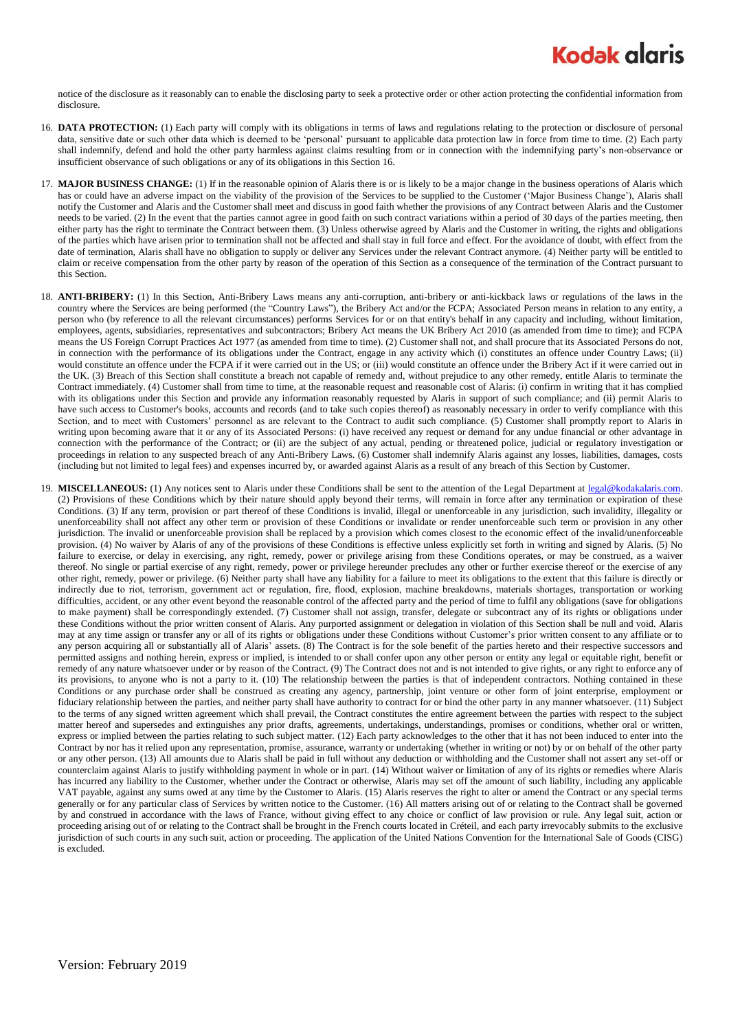notice of the disclosure as it reasonably can to enable the disclosing party to seek a protective order or other action protecting the confidential information from disclosure.

16. **DATA PROTECTION:** (1) Each party will comply with its obligations in terms of laws and regulations relating to the protection or disclosure of personal data, sensitive date or such other data which is deemed to be 'personal' pursuant to applicable data protection law in force from time to time. (2) Each party shall indemnify, defend and hold the other party harmless against claims resulting from or in connection with the indemnifying party's non-observance or insufficient observance of such obligations or any of its obligations in this Section 16.

17. **MAJOR BUSINESS CHANGE:** (1) If in the reasonable opinion of Alaris there is or is likely to be a major change in the business operations of Alaris which has or could have an adverse impact on the viability of the provision of the Services to be supplied to the Customer ('Major Business Change'), Alaris shall notify the Customer and Alaris and the Customer shall meet and discuss in good faith whether the provisions of any Contract between Alaris and the Customer needs to be varied. (2) In the event that the parties cannot agree in good faith on such contract variations within a period of 30 days of the parties meeting, then either party has the right to terminate the Contract between them. (3) Unless otherwise agreed by Alaris and the Customer in writing, the rights and obligations of the parties which have arisen prior to termination shall not be affected and shall stay in full force and effect. For the avoidance of doubt, with effect from the date of termination, Alaris shall have no obligation to supply or deliver any Services under the relevant Contract anymore. (4) Neither party will be entitled to claim or receive compensation from the other party by reason of the operation of this Section as a consequence of the termination of the Contract pursuant to this Section.

18. **ANTI-BRIBERY:** (1) In this Section, Anti-Bribery Laws means any anti-corruption, anti-bribery or anti-kickback laws or regulations of the laws in the country where the Services are being performed (the "Country Laws"), the Bribery Act and/or the FCPA; Associated Person means in relation to any entity, a person who (by reference to all the relevant circumstances) performs Services for or on that entity's behalf in any capacity and including, without limitation, employees, agents, subsidiaries, representatives and subcontractors; Bribery Act means the UK Bribery Act 2010 (as amended from time to time); and FCPA means the US Foreign Corrupt Practices Act 1977 (as amended from time to time). (2) Customer shall not, and shall procure that its Associated Persons do not, in connection with the performance of its obligations under the Contract, engage in any activity which (i) constitutes an offence under Country Laws; (ii) would constitute an offence under the FCPA if it were carried out in the US; or (iii) would constitute an offence under the Bribery Act if it were carried out in the UK. (3) Breach of this Section shall constitute a breach not capable of remedy and, without prejudice to any other remedy, entitle Alaris to terminate the Contract immediately. (4) Customer shall from time to time, at the reasonable request and reasonable cost of Alaris: (i) confirm in writing that it has complied with its obligations under this Section and provide any information reasonably requested by Alaris in support of such compliance; and (ii) permit Alaris to have such access to Customer's books, accounts and records (and to take such copies thereof) as reasonably necessary in order to verify compliance with this Section, and to meet with Customers' personnel as are relevant to the Contract to audit such compliance. (5) Customer shall promptly report to Alaris in writing upon becoming aware that it or any of its Associated Persons: (i) have received any request or demand for any undue financial or other advantage in connection with the performance of the Contract; or (ii) are the subject of any actual, pending or threatened police, judicial or regulatory investigation or proceedings in relation to any suspected breach of any Anti-Bribery Laws. (6) Customer shall indemnify Alaris against any losses, liabilities, damages, costs (including but not limited to legal fees) and expenses incurred by, or awarded against Alaris as a result of any breach of this Section by Customer.

19. **MISCELLANEOUS:** (1) Any notices sent to Alaris under these Conditions shall be sent to the attention of the Legal Department at legal@kodakalaris.com. (2) Provisions of these Conditions which by their nature should apply beyond their terms, will remain in force after any termination or expiration of these Conditions. (3) If any term, provision or part thereof of these Conditions is invalid, illegal or unenforceable in any jurisdiction, such invalidity, illegality or unenforceability shall not affect any other term or provision of these Conditions or invalidate or render unenforceable such term or provision in any other jurisdiction. The invalid or unenforceable provision shall be replaced by a provision which comes closest to the economic effect of the invalid/unenforceable provision. (4) No waiver by Alaris of any of the provisions of these Conditions is effective unless explicitly set forth in writing and signed by Alaris. (5) No failure to exercise, or delay in exercising, any right, remedy, power or privilege arising from these Conditions operates, or may be construed, as a waiver thereof. No single or partial exercise of any right, remedy, power or privilege hereunder precludes any other or further exercise thereof or the exercise of any other right, remedy, power or privilege. (6) Neither party shall have any liability for a failure to meet its obligations to the extent that this failure is directly or indirectly due to riot, terrorism, government act or regulation, fire, flood, explosion, machine breakdowns, materials shortages, transportation or working difficulties, accident, or any other event beyond the reasonable control of the affected party and the period of time to fulfil any obligations (save for obligations to make payment) shall be correspondingly extended. (7) Customer shall not assign, transfer, delegate or subcontract any of its rights or obligations under these Conditions without the prior written consent of Alaris. Any purported assignment or delegation in violation of this Section shall be null and void. Alaris may at any time assign or transfer any or all of its rights or obligations under these Conditions without Customer's prior written consent to any affiliate or to any person acquiring all or substantially all of Alaris' assets. (8) The Contract is for the sole benefit of the parties hereto and their respective successors and permitted assigns and nothing herein, express or implied, is intended to or shall confer upon any other person or entity any legal or equitable right, benefit or remedy of any nature whatsoever under or by reason of the Contract. (9) The Contract does not and is not intended to give rights, or any right to enforce any of its provisions, to anyone who is not a party to it. (10) The relationship between the parties is that of independent contractors. Nothing contained in these Conditions or any purchase order shall be construed as creating any agency, partnership, joint venture or other form of joint enterprise, employment or fiduciary relationship between the parties, and neither party shall have authority to contract for or bind the other party in any manner whatsoever. (11) Subject to the terms of any signed written agreement which shall prevail, the Contract constitutes the entire agreement between the parties with respect to the subject matter hereof and supersedes and extinguishes any prior drafts, agreements, undertakings, understandings, promises or conditions, whether oral or written, express or implied between the parties relating to such subject matter. (12) Each party acknowledges to the other that it has not been induced to enter into the Contract by nor has it relied upon any representation, promise, assurance, warranty or undertaking (whether in writing or not) by or on behalf of the other party or any other person. (13) All amounts due to Alaris shall be paid in full without any deduction or withholding and the Customer shall not assert any set-off or counterclaim against Alaris to justify withholding payment in whole or in part. (14) Without waiver or limitation of any of its rights or remedies where Alaris has incurred any liability to the Customer, whether under the Contract or otherwise, Alaris may set off the amount of such liability, including any applicable VAT payable, against any sums owed at any time by the Customer to Alaris. (15) Alaris reserves the right to alter or amend the Contract or any special terms generally or for any particular class of Services by written notice to the Customer. (16) All matters arising out of or relating to the Contract shall be governed by and construed in accordance with the laws of France, without giving effect to any choice or conflict of law provision or rule. Any legal suit, action or proceeding arising out of or relating to the Contract shall be brought in the French courts located in Créteil, and each party irrevocably submits to the exclusive jurisdiction of such courts in any such suit, action or proceeding. The application of the United Nations Convention for the International Sale of Goods (CISG) is excluded.

Version: February 2019